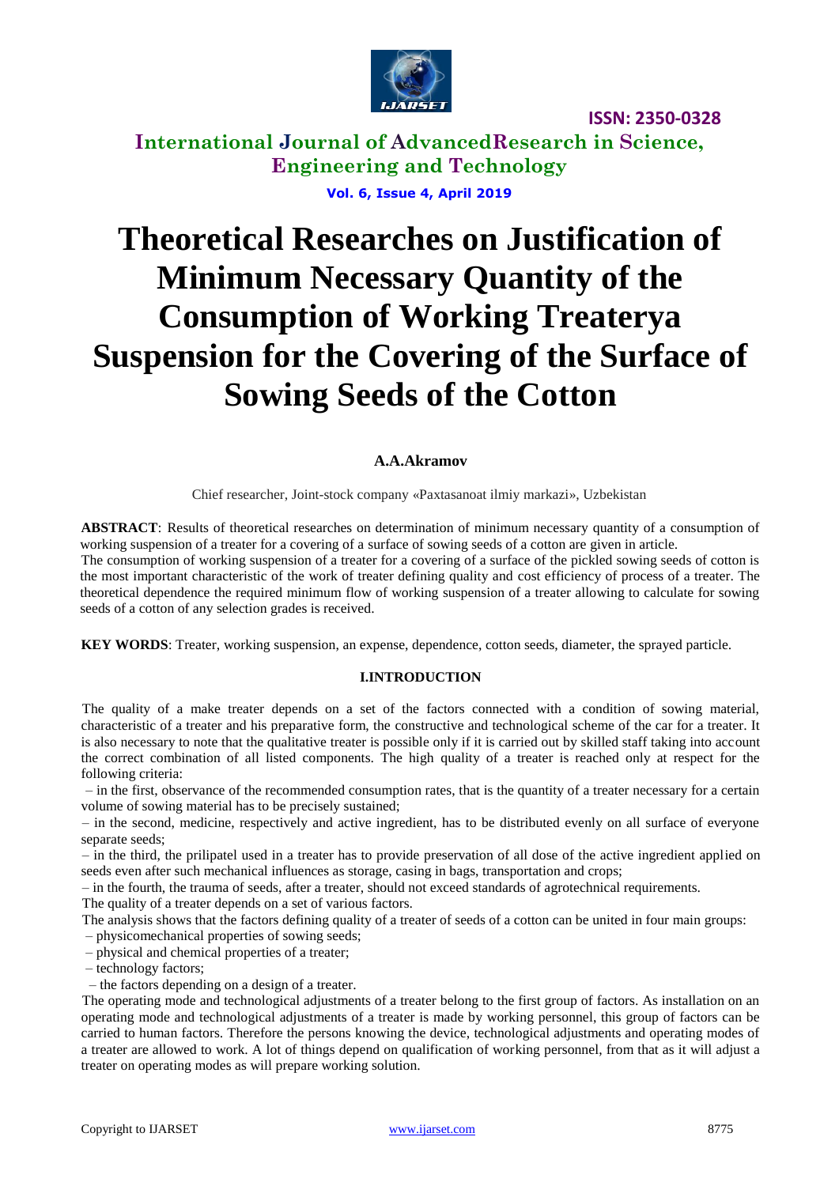# Theoretical Researches on Justification of Minimum Necessary Quantity of the Consumption of Working Treaterya Suspension for the Covering of the Surface of Sowing Seeds of the Cotton

**A.A.Akramov**

Chief researcher, Joint-stock company «Paxtasanoat ilmiy markazi», Uzbekistan

**ABSTRACT**: Results of theoretical researches on determination of minimum necessary quantity of a consumption of working suspension of a treater for a covering of a surface of sowing seeds of a cotton are given in article.
The consumption of working suspension of a treater for a covering of a surface of the pickled sowing seeds of cotton is the most important characteristic of the work of treater defining quality and cost efficiency of process of a treater. The theoretical dependence the required minimum flow of working suspension of a treater allowing to calculate for sowing seeds of a cotton of any selection grades is received.

**KEY WORDS**: Treater, working suspension, an expense, dependence, cotton seeds, diameter, the sprayed particle.

## I.INTRODUCTION

The quality of a make treater depends on a set of the factors connected with a condition of sowing material, characteristic of a treater and his preparative form, the constructive and technological scheme of the car for a treater. It is also necessary to note that the qualitative treater is possible only if it is carried out by skilled staff taking into account the correct combination of all listed components. The high quality of a treater is reached only at respect for the following criteria:

– in the first, observance of the recommended consumption rates, that is the quantity of a treater necessary for a certain volume of sowing material has to be precisely sustained;

– in the second, medicine, respectively and active ingredient, has to be distributed evenly on all surface of everyone separate seeds;

– in the third, the prilipatel used in a treater has to provide preservation of all dose of the active ingredient applied on seeds even after such mechanical influences as storage, casing in bags, transportation and crops;

– in the fourth, the trauma of seeds, after a treater, should not exceed standards of agrotechnical requirements.

The quality of a treater depends on a set of various factors.

The analysis shows that the factors defining quality of a treater of seeds of a cotton can be united in four main groups:

– physicomechanical properties of sowing seeds;
– physical and chemical properties of a treater;
– technology factors;
– the factors depending on a design of a treater.

The operating mode and technological adjustments of a treater belong to the first group of factors. As installation on an operating mode and technological adjustments of a treater is made by working personnel, this group of factors can be carried to human factors. Therefore the persons knowing the device, technological adjustments and operating modes of a treater are allowed to work. A lot of things depend on qualification of working personnel, from that as it will adjust a treater on operating modes as will prepare working solution.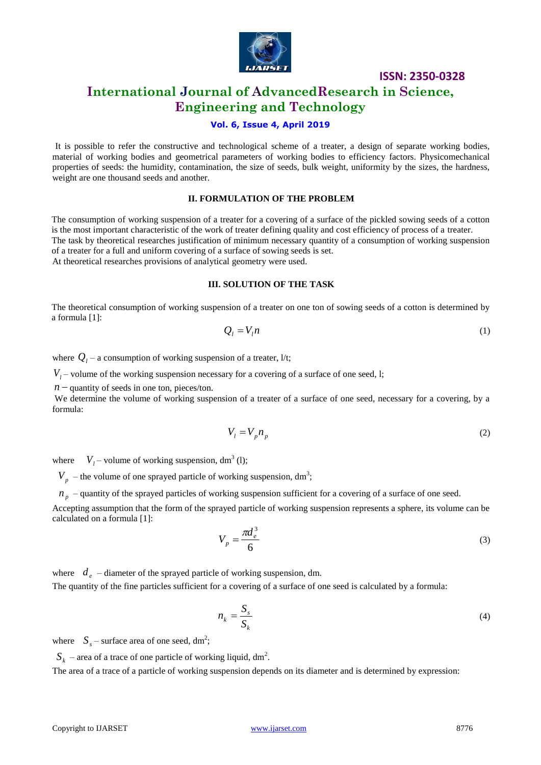It is possible to refer the constructive and technological scheme of a treater, a design of separate working bodies, material of working bodies and geometrical parameters of working bodies to efficiency factors. Physicomechanical properties of seeds: the humidity, contamination, the size of seeds, bulk weight, uniformity by the sizes, the hardness, weight are one thousand seeds and another.

## II. FORMULATION OF THE PROBLEM

The consumption of working suspension of a treater for a covering of a surface of the pickled sowing seeds of a cotton is the most important characteristic of the work of treater defining quality and cost efficiency of process of a treater.
The task by theoretical researches justification of minimum necessary quantity of a consumption of working suspension of a treater for a full and uniform covering of a surface of sowing seeds is set.
At theoretical researches provisions of analytical geometry were used.

## III. SOLUTION OF THE TASK

The theoretical consumption of working suspension of a treater on one ton of sowing seeds of a cotton is determined by a formula [1]:

$$Q_l = V_l n \tag{1}$$

where $Q_l$ – a consumption of working suspension of a treater, l/t;

$V_l$ – volume of the working suspension necessary for a covering of a surface of one seed, l;

$n$ – quantity of seeds in one ton, pieces/ton.

We determine the volume of working suspension of a treater of a surface of one seed, necessary for a covering, by a formula:

$$V_l = V_p n_p \tag{2}$$

where $V_l$ – volume of working suspension, dm$^3$ (l);

$V_p$ – the volume of one sprayed particle of working suspension, dm$^3$;

$n_p$ – quantity of the sprayed particles of working suspension sufficient for a covering of a surface of one seed.

Accepting assumption that the form of the sprayed particle of working suspension represents a sphere, its volume can be calculated on a formula [1]:

$$V_p = \frac{\pi d_e^3}{6} \tag{3}$$

where $d_e$ – diameter of the sprayed particle of working suspension, dm.

The quantity of the fine particles sufficient for a covering of a surface of one seed is calculated by a formula:

$$n_k = \frac{S_s}{S_k} \tag{4}$$

where $S_s$ – surface area of one seed, dm$^2$;

$S_k$ – area of a trace of one particle of working liquid, dm$^2$.

The area of a trace of a particle of working suspension depends on its diameter and is determined by expression: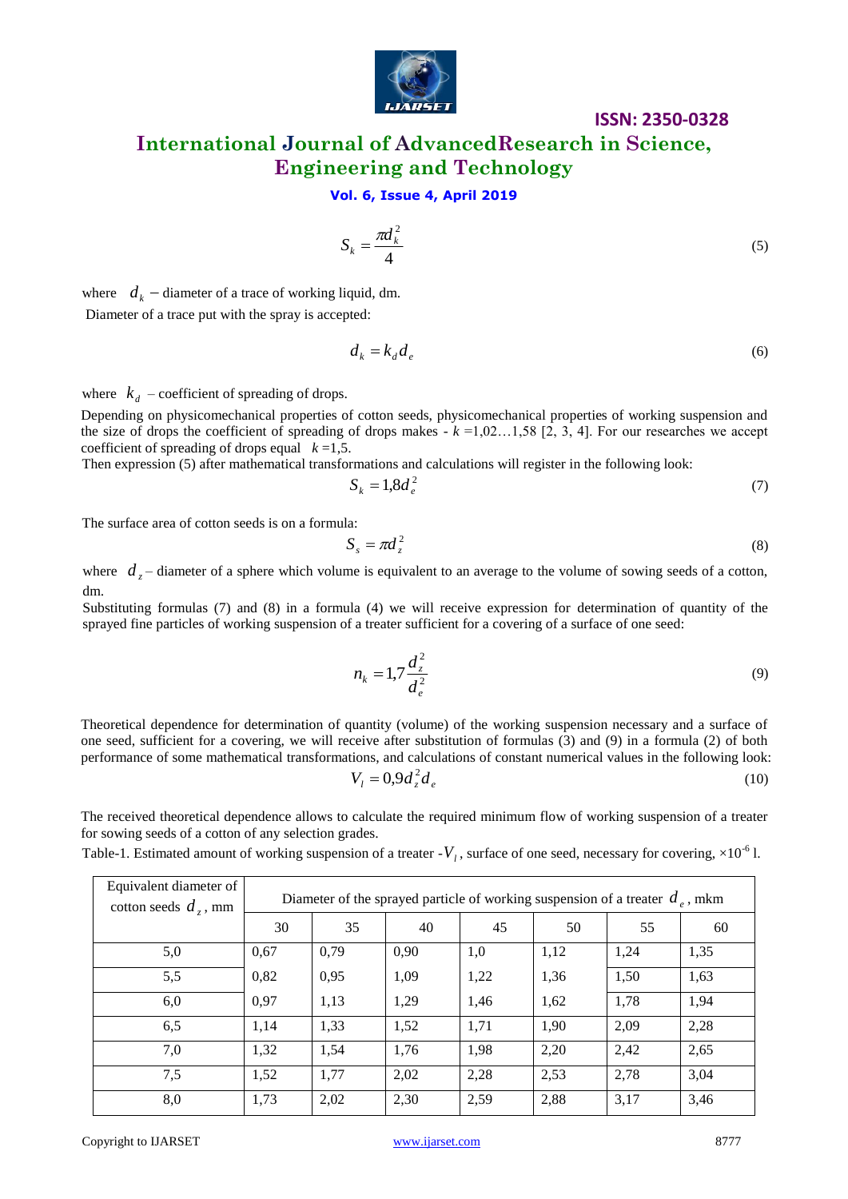$$S_k = \frac{\pi d_k^2}{4} \tag{5}$$

where $d_k$ – diameter of a trace of working liquid, dm.

Diameter of a trace put with the spray is accepted:

$$d_k = k_d d_e \tag{6}$$

where $k_d$ – coefficient of spreading of drops.

Depending on physicomechanical properties of cotton seeds, physicomechanical properties of working suspension and the size of drops the coefficient of spreading of drops makes - $k$ =1,02…1,58 [2, 3, 4]. For our researches we accept coefficient of spreading of drops equal $k$ =1,5.

Then expression (5) after mathematical transformations and calculations will register in the following look:

$$S_k = 1{,}8 d_e^2 \tag{7}$$

The surface area of cotton seeds is on a formula:

$$S_s = \pi d_z^2 \tag{8}$$

where $d_z$ – diameter of a sphere which volume is equivalent to an average to the volume of sowing seeds of a cotton, dm.

Substituting formulas (7) and (8) in a formula (4) we will receive expression for determination of quantity of the sprayed fine particles of working suspension of a treater sufficient for a covering of a surface of one seed:

$$n_k = 1{,}7 \frac{d_z^2}{d_e^2} \tag{9}$$

Theoretical dependence for determination of quantity (volume) of the working suspension necessary and a surface of one seed, sufficient for a covering, we will receive after substitution of formulas (3) and (9) in a formula (2) of both performance of some mathematical transformations, and calculations of constant numerical values in the following look:

$$V_l = 0{,}9 d_z^2 d_e \tag{10}$$

The received theoretical dependence allows to calculate the required minimum flow of working suspension of a treater for sowing seeds of a cotton of any selection grades.

Table-1. Estimated amount of working suspension of a treater -$V_l$, surface of one seed, necessary for covering, $\times 10^{-6}$ l.

| Equivalent diameter of cotton seeds $d_z$, mm | Diameter of the sprayed particle of working suspension of a treater $d_e$, mkm | | | | | | |
|---|---|---|---|---|---|---|---|
| | 30 | 35 | 40 | 45 | 50 | 55 | 60 |
| 5,0 | 0,67 | 0,79 | 0,90 | 1,0 | 1,12 | 1,24 | 1,35 |
| 5,5 | 0,82 | 0,95 | 1,09 | 1,22 | 1,36 | 1,50 | 1,63 |
| 6,0 | 0,97 | 1,13 | 1,29 | 1,46 | 1,62 | 1,78 | 1,94 |
| 6,5 | 1,14 | 1,33 | 1,52 | 1,71 | 1,90 | 2,09 | 2,28 |
| 7,0 | 1,32 | 1,54 | 1,76 | 1,98 | 2,20 | 2,42 | 2,65 |
| 7,5 | 1,52 | 1,77 | 2,02 | 2,28 | 2,53 | 2,78 | 3,04 |
| 8,0 | 1,73 | 2,02 | 2,30 | 2,59 | 2,88 | 3,17 | 3,46 |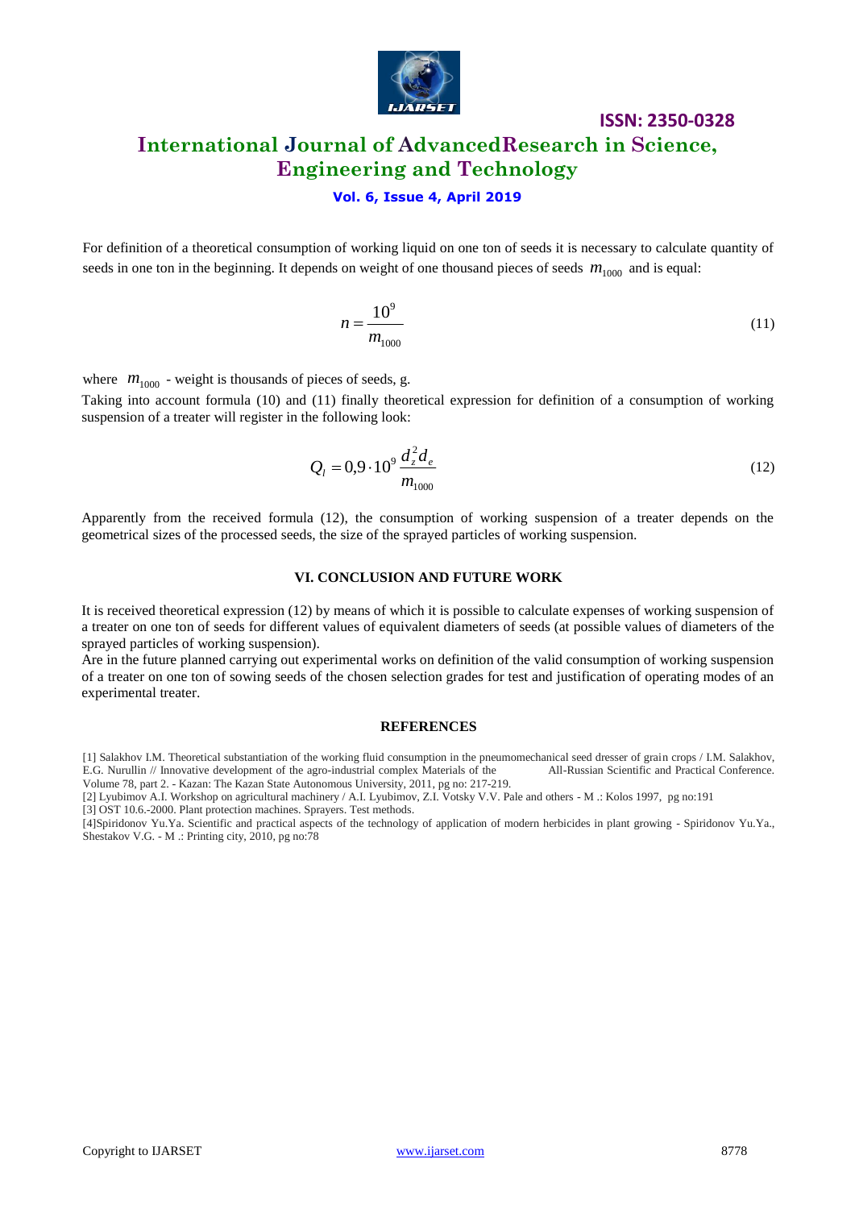For definition of a theoretical consumption of working liquid on one ton of seeds it is necessary to calculate quantity of seeds in one ton in the beginning. It depends on weight of one thousand pieces of seeds $m_{1000}$ and is equal:

$$n = \frac{10^9}{m_{1000}} \tag{11}$$

where $m_{1000}$ - weight is thousands of pieces of seeds, g.

Taking into account formula (10) and (11) finally theoretical expression for definition of a consumption of working suspension of a treater will register in the following look:

$$Q_l = 0{,}9 \cdot 10^9 \frac{d_z^2 d_e}{m_{1000}} \tag{12}$$

Apparently from the received formula (12), the consumption of working suspension of a treater depends on the geometrical sizes of the processed seeds, the size of the sprayed particles of working suspension.

## VI. CONCLUSION AND FUTURE WORK

It is received theoretical expression (12) by means of which it is possible to calculate expenses of working suspension of a treater on one ton of seeds for different values of equivalent diameters of seeds (at possible values of diameters of the sprayed particles of working suspension).

Are in the future planned carrying out experimental works on definition of the valid consumption of working suspension of a treater on one ton of sowing seeds of the chosen selection grades for test and justification of operating modes of an experimental treater.

## REFERENCES

[1] Salakhov I.M. Theoretical substantiation of the working fluid consumption in the pneumomechanical seed dresser of grain crops / I.M. Salakhov, E.G. Nurullin // Innovative development of the agro-industrial complex Materials of the All-Russian Scientific and Practical Conference. Volume 78, part 2. - Kazan: The Kazan State Autonomous University, 2011, pg no: 217-219.

[2] Lyubimov A.I. Workshop on agricultural machinery / A.I. Lyubimov, Z.I. Votsky V.V. Pale and others - M .: Kolos 1997, pg no:191

[3] OST 10.6.-2000. Plant protection machines. Sprayers. Test methods.

[4]Spiridonov Yu.Ya. Scientific and practical aspects of the technology of application of modern herbicides in plant growing - Spiridonov Yu.Ya., Shestakov V.G. - M .: Printing city, 2010, pg no:78